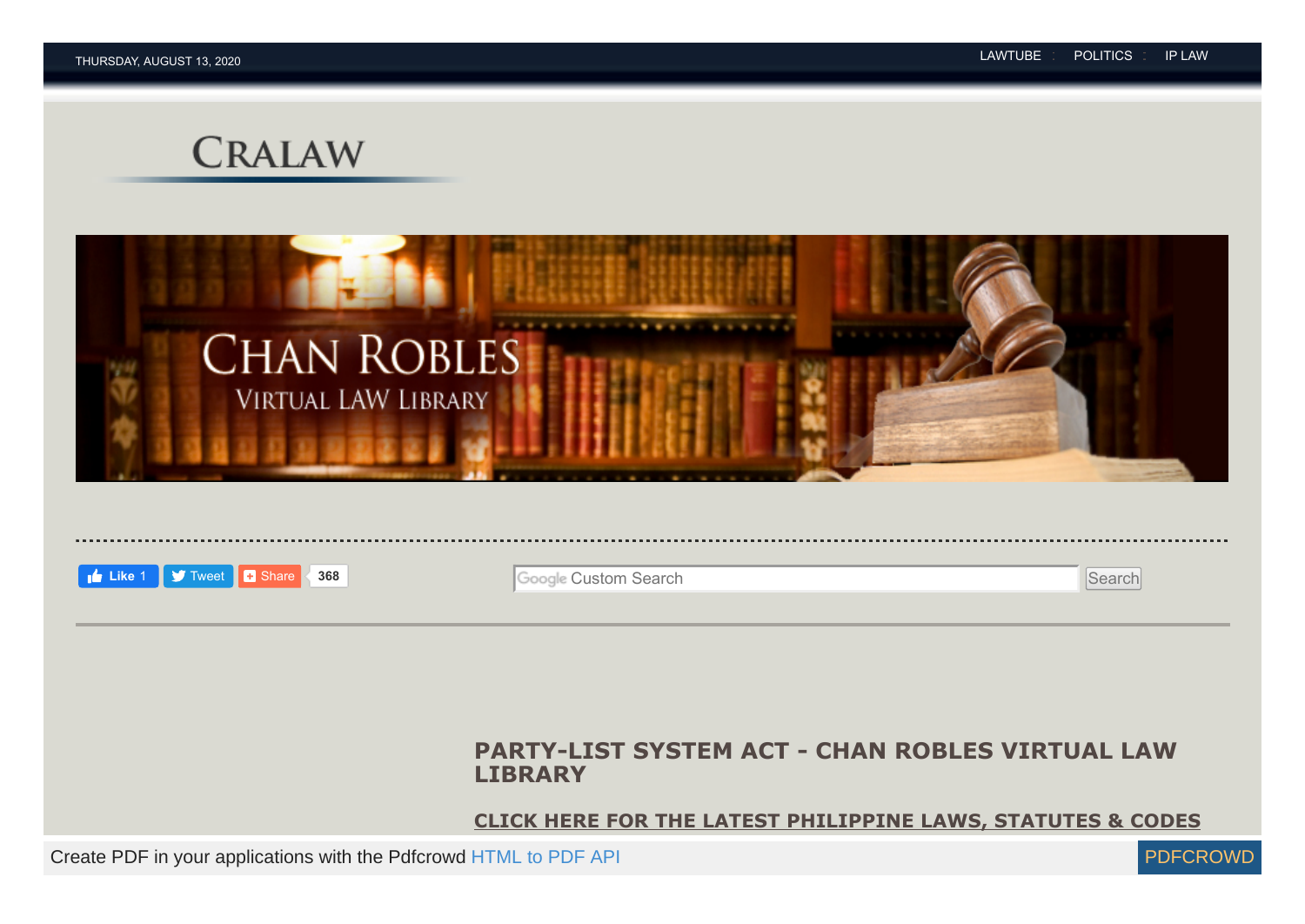THURSDAY, AUGUST 13, 2020

LAWTUBE : POLITICS : IP LAW

CRALAW

CHAN ROBLES VIRTUAL LAW LIBRARY

Like 1 Tweet Share 368

Google Custom Search Search

# PARTY-LIST SYSTEM ACT - CHAN ROBLES VIRTUAL LAW LIBRARY

**CLICK HERE FOR THE LATEST PHILIPPINE LAWS, STATUTES & CODES**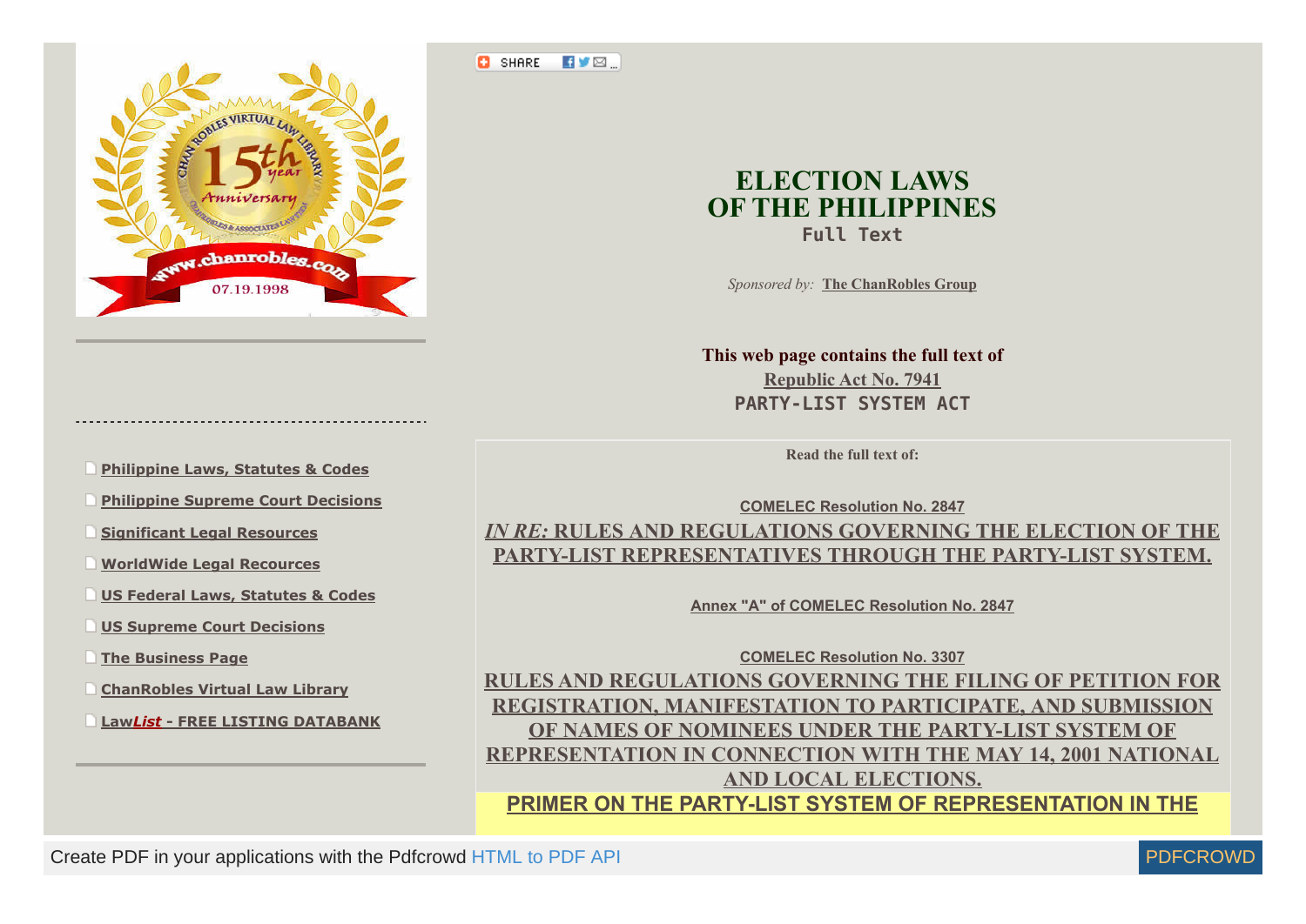SHARE

# ELECTION LAWS OF THE PHILIPPINES

**Full Text**

*Sponsored by:* **The ChanRobles Group**

**This web page contains the full text of**

**Republic Act No. 7941**

**PARTY-LIST SYSTEM ACT**

- Philippine Laws, Statutes & Codes
- Philippine Supreme Court Decisions
- Significant Legal Resources
- WorldWide Legal Recources
- US Federal Laws, Statutes & Codes
- US Supreme Court Decisions
- The Business Page
- ChanRobles Virtual Law Library
- Law*List* - FREE LISTING DATABANK

**Read the full text of:**

**COMELEC Resolution No. 2847**

***IN RE:*** **RULES AND REGULATIONS GOVERNING THE ELECTION OF THE PARTY-LIST REPRESENTATIVES THROUGH THE PARTY-LIST SYSTEM.**

**Annex "A" of COMELEC Resolution No. 2847**

**COMELEC Resolution No. 3307**

**RULES AND REGULATIONS GOVERNING THE FILING OF PETITION FOR REGISTRATION, MANIFESTATION TO PARTICIPATE, AND SUBMISSION OF NAMES OF NOMINEES UNDER THE PARTY-LIST SYSTEM OF REPRESENTATION IN CONNECTION WITH THE MAY 14, 2001 NATIONAL AND LOCAL ELECTIONS.**

**PRIMER ON THE PARTY-LIST SYSTEM OF REPRESENTATION IN THE**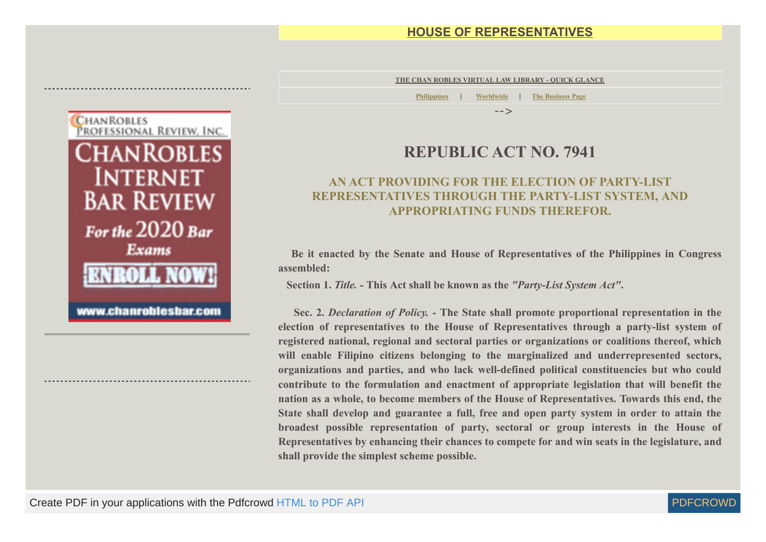**HOUSE OF REPRESENTATIVES**

THE CHAN ROBLES VIRTUAL LAW LIBRARY - QUICK GLANCE

Philippines | Worldwide | The Business Page

-->

# REPUBLIC ACT NO. 7941

## AN ACT PROVIDING FOR THE ELECTION OF PARTY-LIST REPRESENTATIVES THROUGH THE PARTY-LIST SYSTEM, AND APPROPRIATING FUNDS THEREFOR.

**Be it enacted by the Senate and House of Representatives of the Philippines in Congress assembled:**

**Section 1.** ***Title.*** **- This Act shall be known as the** ***"Party-List System Act"*****.**

**Sec. 2.** ***Declaration of Policy.*** **- The State shall promote proportional representation in the election of representatives to the House of Representatives through a party-list system of registered national, regional and sectoral parties or organizations or coalitions thereof, which will enable Filipino citizens belonging to the marginalized and underrepresented sectors, organizations and parties, and who lack well-defined political constituencies but who could contribute to the formulation and enactment of appropriate legislation that will benefit the nation as a whole, to become members of the House of Representatives. Towards this end, the State shall develop and guarantee a full, free and open party system in order to attain the broadest possible representation of party, sectoral or group interests in the House of Representatives by enhancing their chances to compete for and win seats in the legislature, and shall provide the simplest scheme possible.**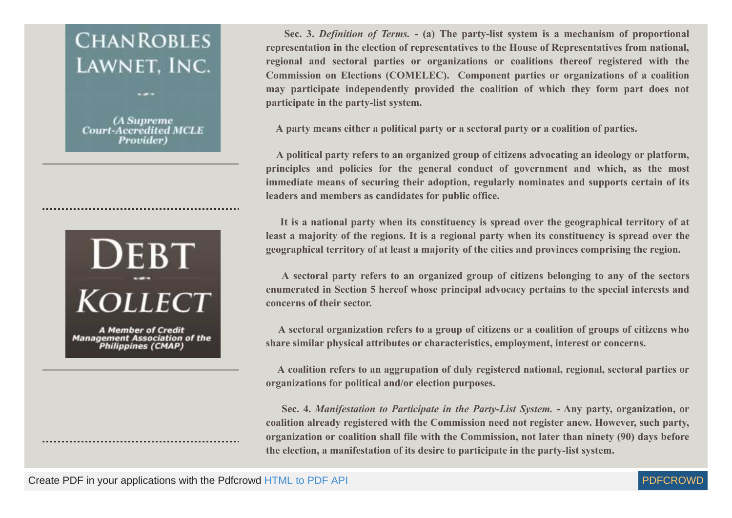**Sec. 3. *Definition of Terms.* - (a) The party-list system is a mechanism of proportional representation in the election of representatives to the House of Representatives from national, regional and sectoral parties or organizations or coalitions thereof registered with the Commission on Elections (COMELEC). Component parties or organizations of a coalition may participate independently provided the coalition of which they form part does not participate in the party-list system.**

**A party means either a political party or a sectoral party or a coalition of parties.**

**A political party refers to an organized group of citizens advocating an ideology or platform, principles and policies for the general conduct of government and which, as the most immediate means of securing their adoption, regularly nominates and supports certain of its leaders and members as candidates for public office.**

**It is a national party when its constituency is spread over the geographical territory of at least a majority of the regions. It is a regional party when its constituency is spread over the geographical territory of at least a majority of the cities and provinces comprising the region.**

**A sectoral party refers to an organized group of citizens belonging to any of the sectors enumerated in Section 5 hereof whose principal advocacy pertains to the special interests and concerns of their sector.**

**A sectoral organization refers to a group of citizens or a coalition of groups of citizens who share similar physical attributes or characteristics, employment, interest or concerns.**

**A coalition refers to an aggrupation of duly registered national, regional, sectoral parties or organizations for political and/or election purposes.**

**Sec. 4. *Manifestation to Participate in the Party-List System.* - Any party, organization, or coalition already registered with the Commission need not register anew. However, such party, organization or coalition shall file with the Commission, not later than ninety (90) days before the election, a manifestation of its desire to participate in the party-list system.**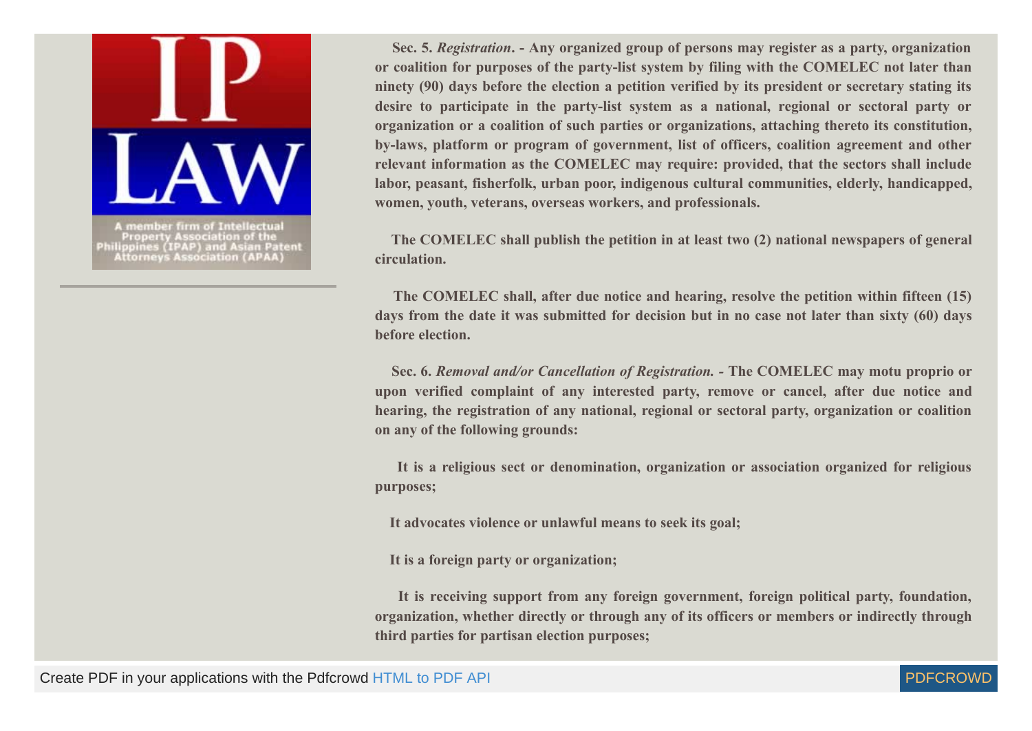**Sec. 5. *Registration*. - Any organized group of persons may register as a party, organization or coalition for purposes of the party-list system by filing with the COMELEC not later than ninety (90) days before the election a petition verified by its president or secretary stating its desire to participate in the party-list system as a national, regional or sectoral party or organization or a coalition of such parties or organizations, attaching thereto its constitution, by-laws, platform or program of government, list of officers, coalition agreement and other relevant information as the COMELEC may require: provided, that the sectors shall include labor, peasant, fisherfolk, urban poor, indigenous cultural communities, elderly, handicapped, women, youth, veterans, overseas workers, and professionals.**

**The COMELEC shall publish the petition in at least two (2) national newspapers of general circulation.**

**The COMELEC shall, after due notice and hearing, resolve the petition within fifteen (15) days from the date it was submitted for decision but in no case not later than sixty (60) days before election.**

**Sec. 6. *Removal and/or Cancellation of Registration.* - The COMELEC may motu proprio or upon verified complaint of any interested party, remove or cancel, after due notice and hearing, the registration of any national, regional or sectoral party, organization or coalition on any of the following grounds:**

**It is a religious sect or denomination, organization or association organized for religious purposes;**

**It advocates violence or unlawful means to seek its goal;**

**It is a foreign party or organization;**

**It is receiving support from any foreign government, foreign political party, foundation, organization, whether directly or through any of its officers or members or indirectly through third parties for partisan election purposes;**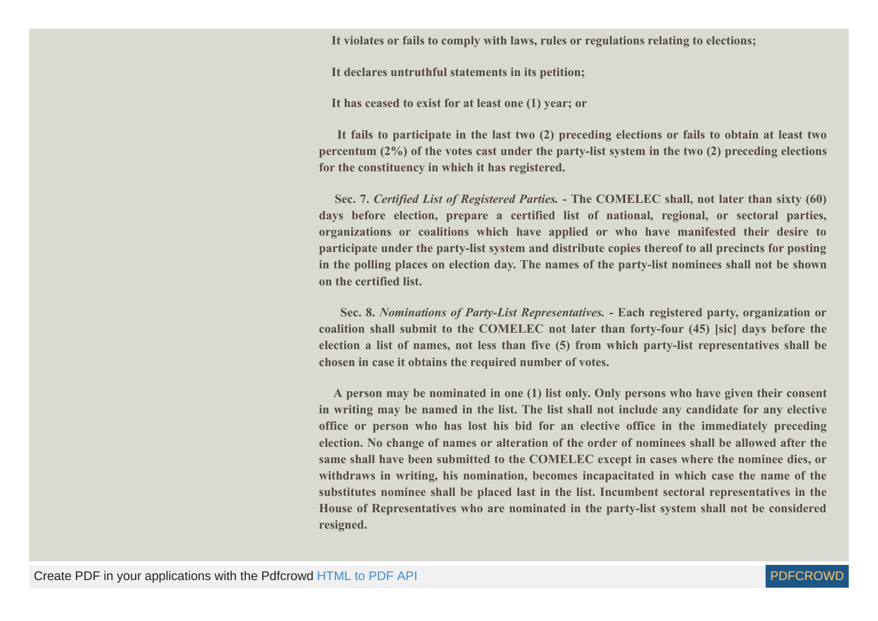**It violates or fails to comply with laws, rules or regulations relating to elections;**

**It declares untruthful statements in its petition;**

**It has ceased to exist for at least one (1) year; or**

**It fails to participate in the last two (2) preceding elections or fails to obtain at least two percentum (2%) of the votes cast under the party-list system in the two (2) preceding elections for the constituency in which it has registered.**

**Sec. 7.** ***Certified List of Registered Parties.*** **- The COMELEC shall, not later than sixty (60) days before election, prepare a certified list of national, regional, or sectoral parties, organizations or coalitions which have applied or who have manifested their desire to participate under the party-list system and distribute copies thereof to all precincts for posting in the polling places on election day. The names of the party-list nominees shall not be shown on the certified list.**

**Sec. 8.** ***Nominations of Party-List Representatives.*** **- Each registered party, organization or coalition shall submit to the COMELEC not later than forty-four (45) [sic] days before the election a list of names, not less than five (5) from which party-list representatives shall be chosen in case it obtains the required number of votes.**

**A person may be nominated in one (1) list only. Only persons who have given their consent in writing may be named in the list. The list shall not include any candidate for any elective office or person who has lost his bid for an elective office in the immediately preceding election. No change of names or alteration of the order of nominees shall be allowed after the same shall have been submitted to the COMELEC except in cases where the nominee dies, or withdraws in writing, his nomination, becomes incapacitated in which case the name of the substitutes nominee shall be placed last in the list. Incumbent sectoral representatives in the House of Representatives who are nominated in the party-list system shall not be considered resigned.**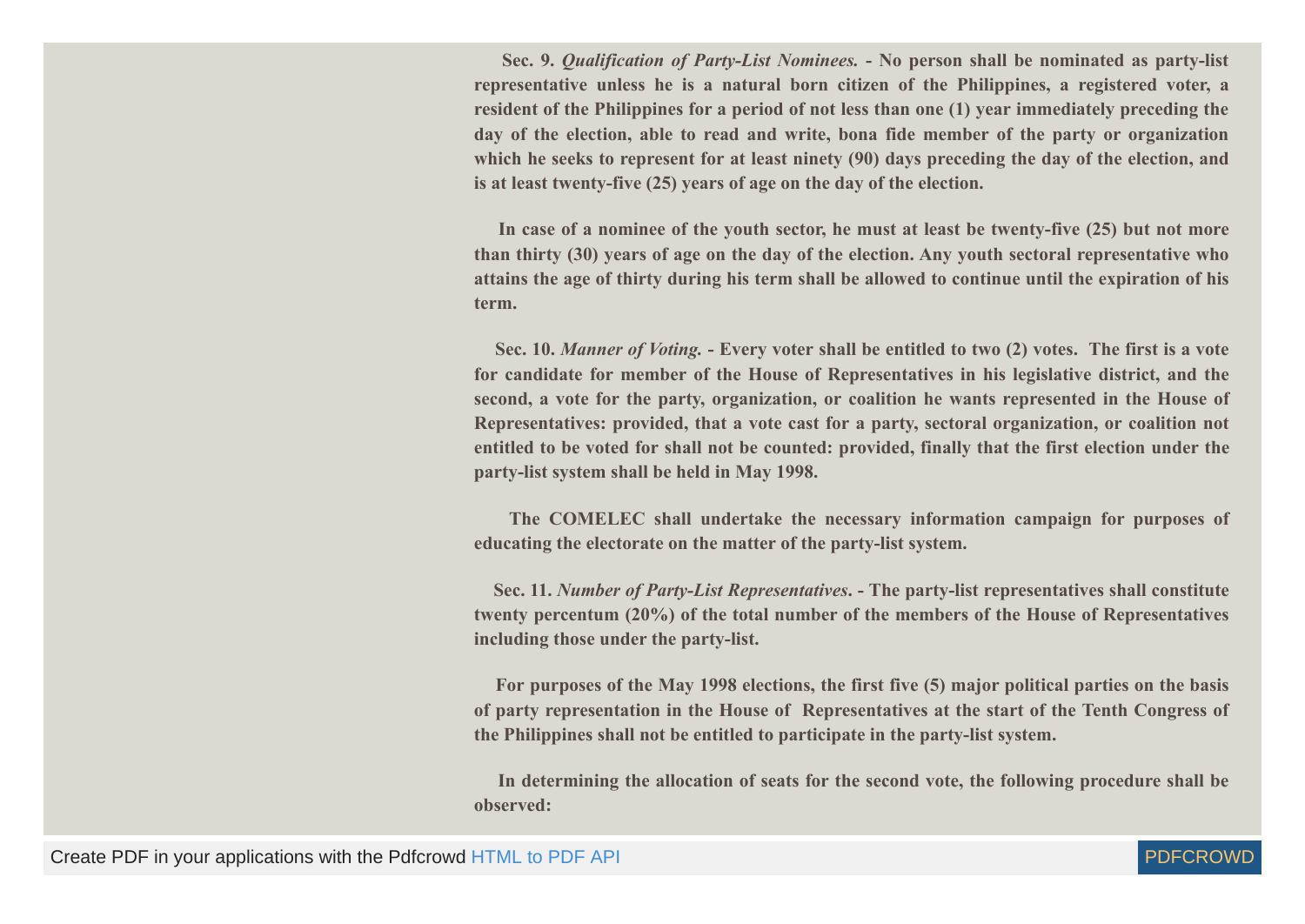**Sec. 9.** ***Qualification of Party-List Nominees.*** **- No person shall be nominated as party-list representative unless he is a natural born citizen of the Philippines, a registered voter, a resident of the Philippines for a period of not less than one (1) year immediately preceding the day of the election, able to read and write, bona fide member of the party or organization which he seeks to represent for at least ninety (90) days preceding the day of the election, and is at least twenty-five (25) years of age on the day of the election.**

**In case of a nominee of the youth sector, he must at least be twenty-five (25) but not more than thirty (30) years of age on the day of the election. Any youth sectoral representative who attains the age of thirty during his term shall be allowed to continue until the expiration of his term.**

**Sec. 10.** ***Manner of Voting.*** **- Every voter shall be entitled to two (2) votes. The first is a vote for candidate for member of the House of Representatives in his legislative district, and the second, a vote for the party, organization, or coalition he wants represented in the House of Representatives: provided, that a vote cast for a party, sectoral organization, or coalition not entitled to be voted for shall not be counted: provided, finally that the first election under the party-list system shall be held in May 1998.**

**The COMELEC shall undertake the necessary information campaign for purposes of educating the electorate on the matter of the party-list system.**

**Sec. 11.** ***Number of Party-List Representatives*****. - The party-list representatives shall constitute twenty percentum (20%) of the total number of the members of the House of Representatives including those under the party-list.**

**For purposes of the May 1998 elections, the first five (5) major political parties on the basis of party representation in the House of Representatives at the start of the Tenth Congress of the Philippines shall not be entitled to participate in the party-list system.**

**In determining the allocation of seats for the second vote, the following procedure shall be observed:**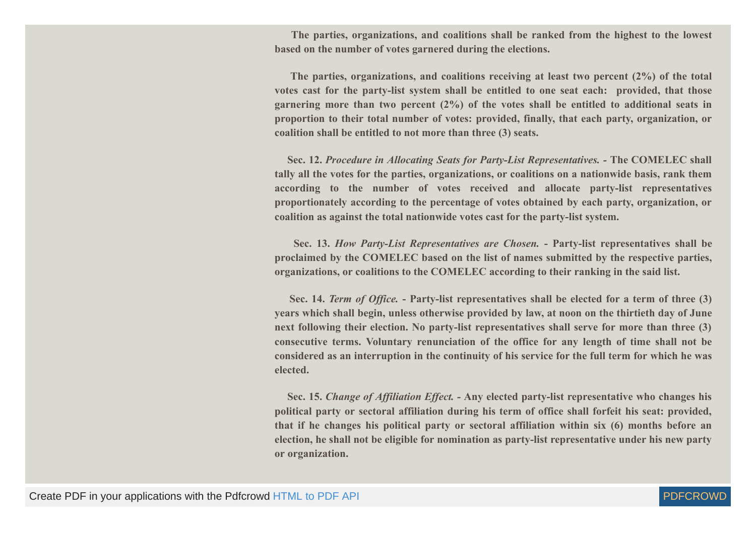**The parties, organizations, and coalitions shall be ranked from the highest to the lowest based on the number of votes garnered during the elections.**

**The parties, organizations, and coalitions receiving at least two percent (2%) of the total votes cast for the party-list system shall be entitled to one seat each: provided, that those garnering more than two percent (2%) of the votes shall be entitled to additional seats in proportion to their total number of votes: provided, finally, that each party, organization, or coalition shall be entitled to not more than three (3) seats.**

**Sec. 12.** ***Procedure in Allocating Seats for Party-List Representatives.*** **- The COMELEC shall tally all the votes for the parties, organizations, or coalitions on a nationwide basis, rank them according to the number of votes received and allocate party-list representatives proportionately according to the percentage of votes obtained by each party, organization, or coalition as against the total nationwide votes cast for the party-list system.**

**Sec. 13.** ***How Party-List Representatives are Chosen.*** **- Party-list representatives shall be proclaimed by the COMELEC based on the list of names submitted by the respective parties, organizations, or coalitions to the COMELEC according to their ranking in the said list.**

**Sec. 14.** ***Term of Office.*** **- Party-list representatives shall be elected for a term of three (3) years which shall begin, unless otherwise provided by law, at noon on the thirtieth day of June next following their election. No party-list representatives shall serve for more than three (3) consecutive terms. Voluntary renunciation of the office for any length of time shall not be considered as an interruption in the continuity of his service for the full term for which he was elected.**

**Sec. 15.** ***Change of Affiliation Effect.*** **- Any elected party-list representative who changes his political party or sectoral affiliation during his term of office shall forfeit his seat: provided, that if he changes his political party or sectoral affiliation within six (6) months before an election, he shall not be eligible for nomination as party-list representative under his new party or organization.**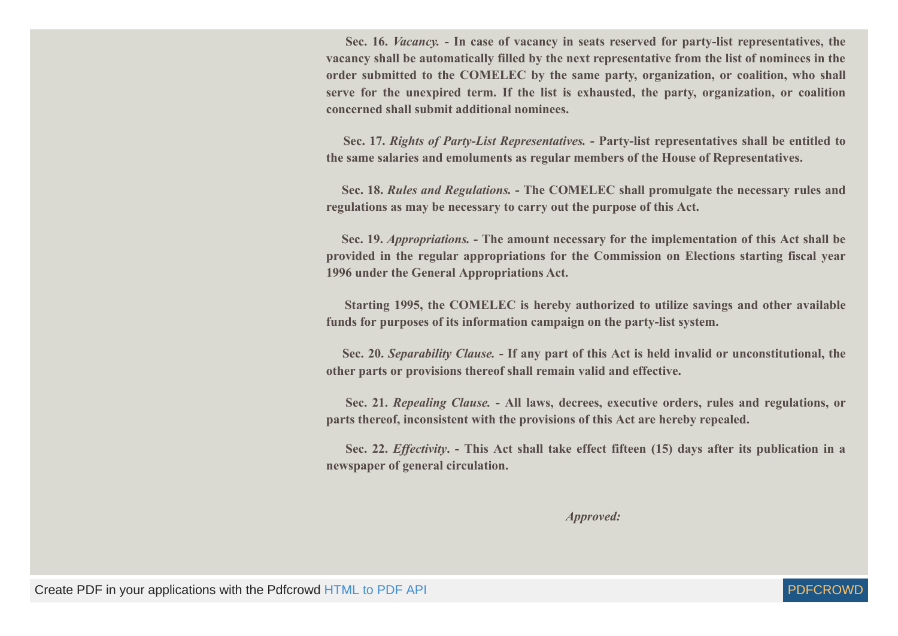**Sec. 16.** ***Vacancy.*** **- In case of vacancy in seats reserved for party-list representatives, the vacancy shall be automatically filled by the next representative from the list of nominees in the order submitted to the COMELEC by the same party, organization, or coalition, who shall serve for the unexpired term. If the list is exhausted, the party, organization, or coalition concerned shall submit additional nominees.**

**Sec. 17.** ***Rights of Party-List Representatives.*** **- Party-list representatives shall be entitled to the same salaries and emoluments as regular members of the House of Representatives.**

**Sec. 18.** ***Rules and Regulations.*** **- The COMELEC shall promulgate the necessary rules and regulations as may be necessary to carry out the purpose of this Act.**

**Sec. 19.** ***Appropriations.*** **- The amount necessary for the implementation of this Act shall be provided in the regular appropriations for the Commission on Elections starting fiscal year 1996 under the General Appropriations Act.**

**Starting 1995, the COMELEC is hereby authorized to utilize savings and other available funds for purposes of its information campaign on the party-list system.**

**Sec. 20.** ***Separability Clause.*** **- If any part of this Act is held invalid or unconstitutional, the other parts or provisions thereof shall remain valid and effective.**

**Sec. 21.** ***Repealing Clause.*** **- All laws, decrees, executive orders, rules and regulations, or parts thereof, inconsistent with the provisions of this Act are hereby repealed.**

**Sec. 22.** ***Effectivity*****. - This Act shall take effect fifteen (15) days after its publication in a newspaper of general circulation.**

***Approved:***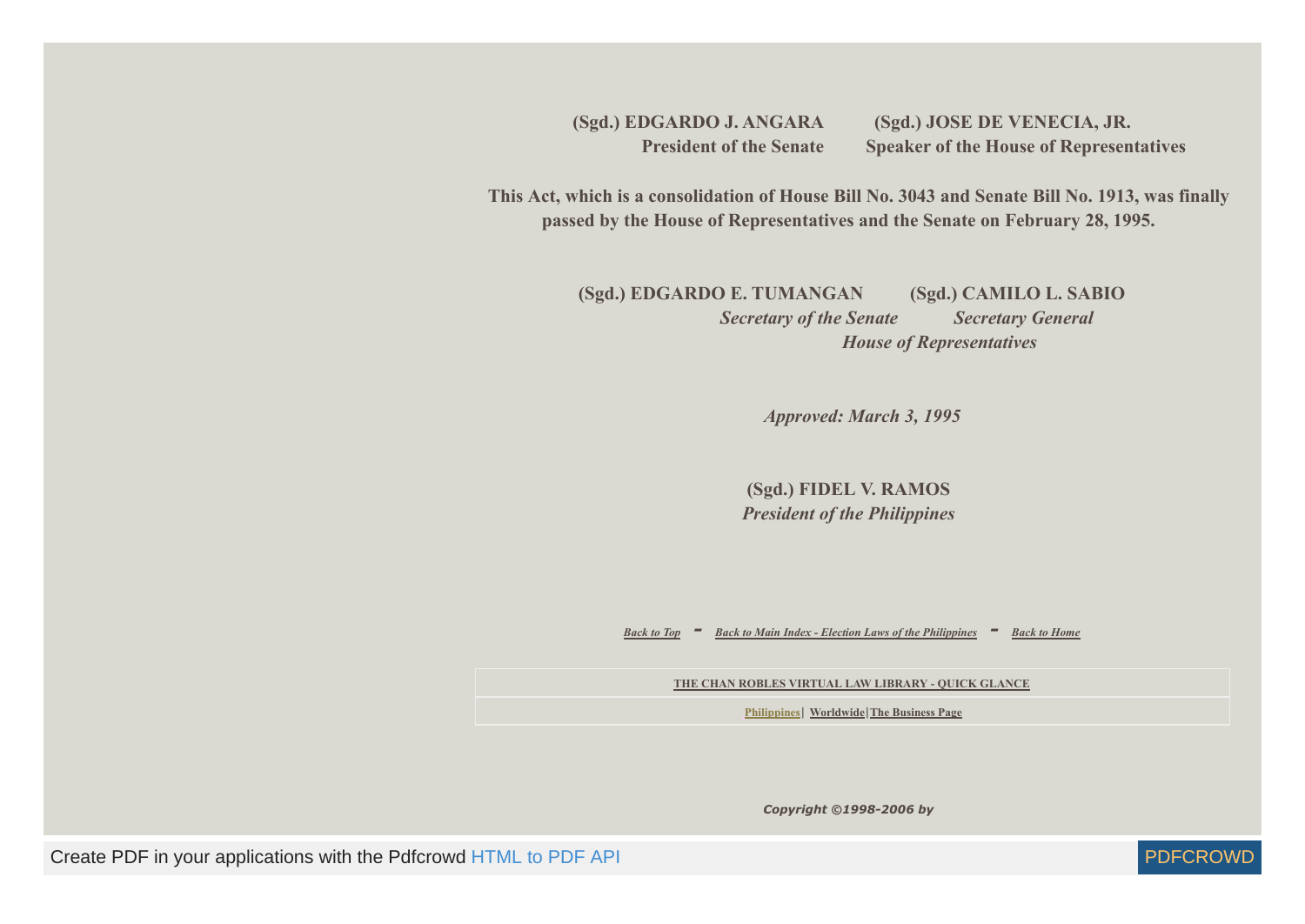**(Sgd.) EDGARDO J. ANGARA**
**President of the Senate**

**(Sgd.) JOSE DE VENECIA, JR.**
**Speaker of the House of Representatives**

**This Act, which is a consolidation of House Bill No. 3043 and Senate Bill No. 1913, was finally passed by the House of Representatives and the Senate on February 28, 1995.**

**(Sgd.) EDGARDO E. TUMANGAN**
***Secretary of the Senate***

**(Sgd.) CAMILO L. SABIO**
***Secretary General***
***House of Representatives***

***Approved: March 3, 1995***

**(Sgd.) FIDEL V. RAMOS**
***President of the Philippines***

*Back to Top* - *Back to Main Index - Election Laws of the Philippines* - *Back to Home*

THE CHAN ROBLES VIRTUAL LAW LIBRARY - QUICK GLANCE

Philippines | Worldwide | The Business Page

*Copyright ©1998-2006 by*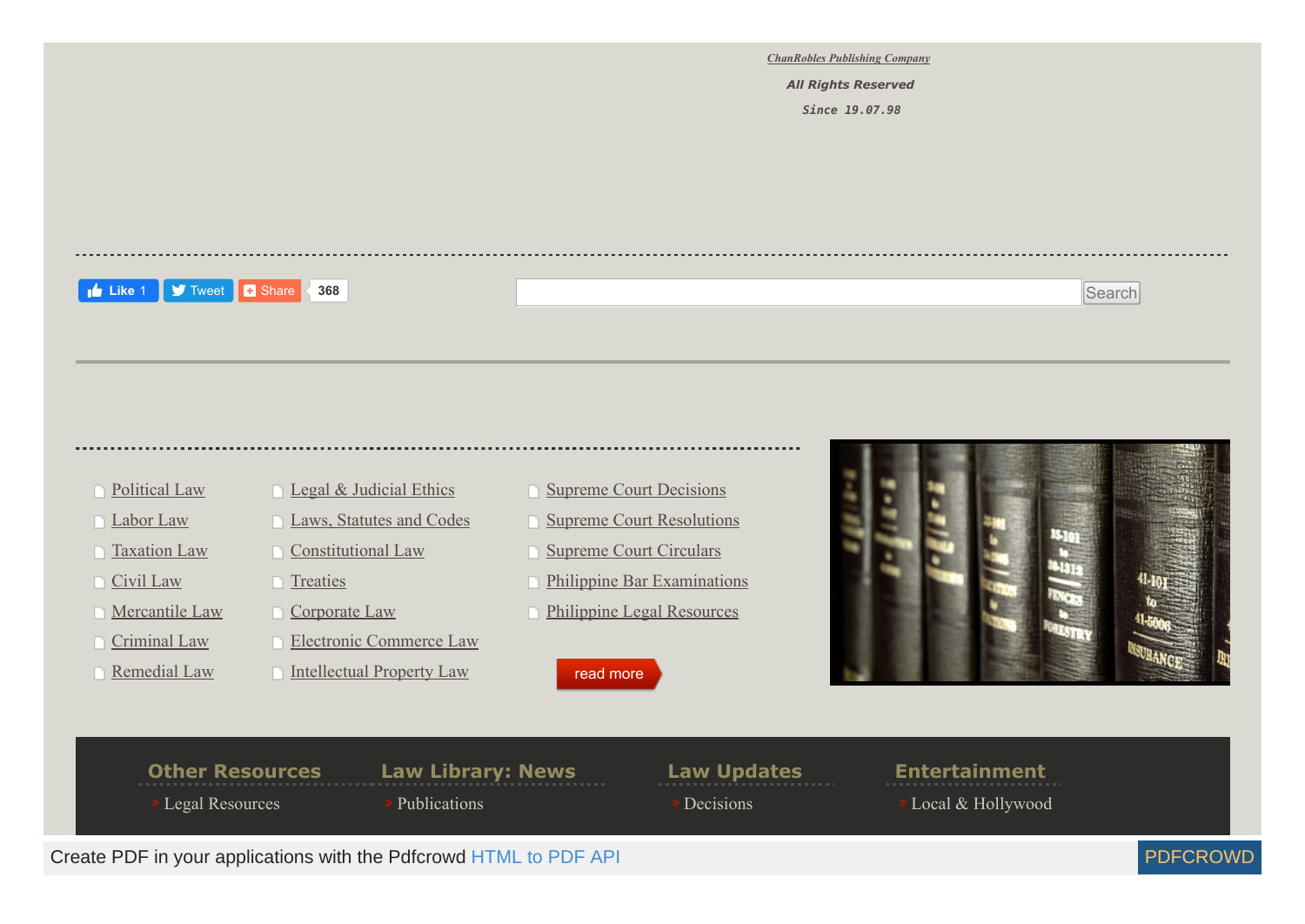*ChanRobles Publishing Company*

***All Rights Reserved***

*Since 19.07.98*

Like 1 Tweet Share 368

Search

- Political Law
- Labor Law
- Taxation Law
- Civil Law
- Mercantile Law
- Criminal Law
- Remedial Law
- Legal & Judicial Ethics
- Laws, Statutes and Codes
- Constitutional Law
- Treaties
- Corporate Law
- Electronic Commerce Law
- Intellectual Property Law
- Supreme Court Decisions
- Supreme Court Resolutions
- Supreme Court Circulars
- Philippine Bar Examinations
- Philippine Legal Resources

read more

**Other Resources**

- Legal Resources

**Law Library: News**

- Publications

**Law Updates**

- Decisions

**Entertainment**

- Local & Hollywood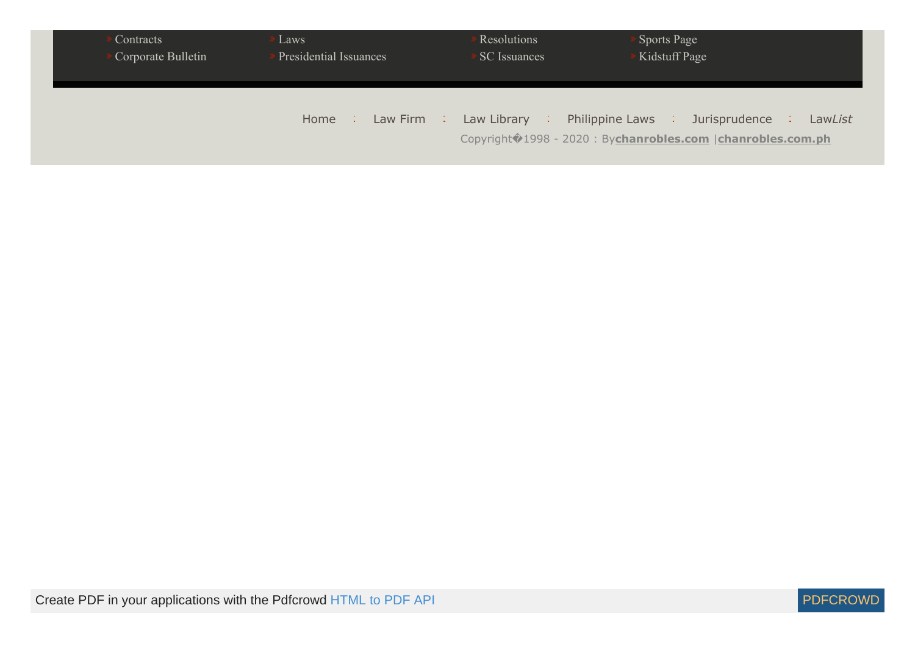- Contracts
- Corporate Bulletin
- Laws
- Presidential Issuances
- Resolutions
- SC Issuances
- Sports Page
- Kidstuff Page

Home : Law Firm : Law Library : Philippine Laws : Jurisprudence : Law*List*

Copyright�1998 - 2020 : By**chanrobles.com** |**chanrobles.com.ph**